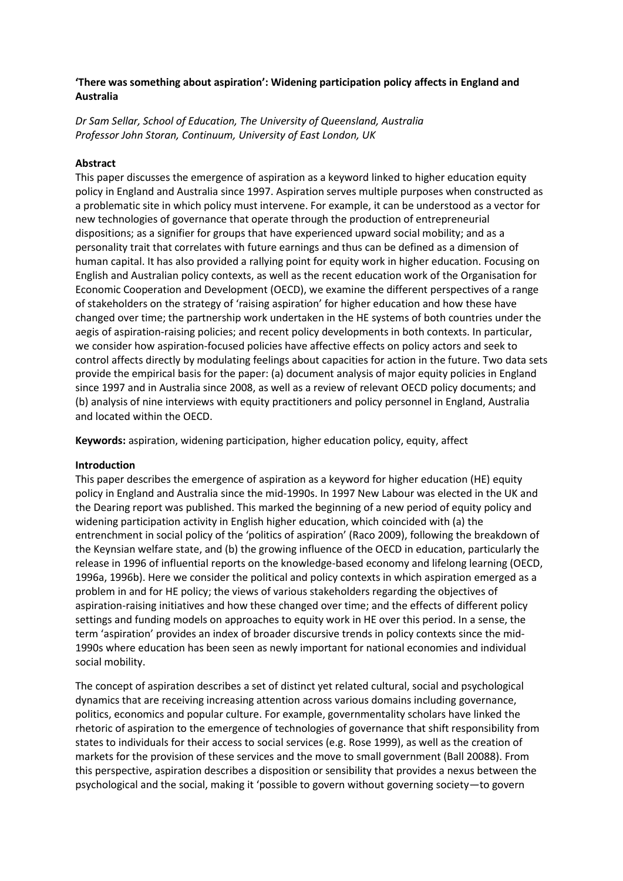**'There was something about aspiration': Widening participation policy affects in England and Australia**

*Dr Sam Sellar, School of Education, The University of Queensland, Australia*
*Professor John Storan, Continuum, University of East London, UK*

**Abstract**

This paper discusses the emergence of aspiration as a keyword linked to higher education equity policy in England and Australia since 1997. Aspiration serves multiple purposes when constructed as a problematic site in which policy must intervene. For example, it can be understood as a vector for new technologies of governance that operate through the production of entrepreneurial dispositions; as a signifier for groups that have experienced upward social mobility; and as a personality trait that correlates with future earnings and thus can be defined as a dimension of human capital. It has also provided a rallying point for equity work in higher education. Focusing on English and Australian policy contexts, as well as the recent education work of the Organisation for Economic Cooperation and Development (OECD), we examine the different perspectives of a range of stakeholders on the strategy of 'raising aspiration' for higher education and how these have changed over time; the partnership work undertaken in the HE systems of both countries under the aegis of aspiration-raising policies; and recent policy developments in both contexts. In particular, we consider how aspiration-focused policies have affective effects on policy actors and seek to control affects directly by modulating feelings about capacities for action in the future. Two data sets provide the empirical basis for the paper: (a) document analysis of major equity policies in England since 1997 and in Australia since 2008, as well as a review of relevant OECD policy documents; and (b) analysis of nine interviews with equity practitioners and policy personnel in England, Australia and located within the OECD.

**Keywords:** aspiration, widening participation, higher education policy, equity, affect

**Introduction**

This paper describes the emergence of aspiration as a keyword for higher education (HE) equity policy in England and Australia since the mid-1990s. In 1997 New Labour was elected in the UK and the Dearing report was published. This marked the beginning of a new period of equity policy and widening participation activity in English higher education, which coincided with (a) the entrenchment in social policy of the 'politics of aspiration' (Raco 2009), following the breakdown of the Keynsian welfare state, and (b) the growing influence of the OECD in education, particularly the release in 1996 of influential reports on the knowledge-based economy and lifelong learning (OECD, 1996a, 1996b). Here we consider the political and policy contexts in which aspiration emerged as a problem in and for HE policy; the views of various stakeholders regarding the objectives of aspiration-raising initiatives and how these changed over time; and the effects of different policy settings and funding models on approaches to equity work in HE over this period. In a sense, the term 'aspiration' provides an index of broader discursive trends in policy contexts since the mid-1990s where education has been seen as newly important for national economies and individual social mobility.

The concept of aspiration describes a set of distinct yet related cultural, social and psychological dynamics that are receiving increasing attention across various domains including governance, politics, economics and popular culture. For example, governmentality scholars have linked the rhetoric of aspiration to the emergence of technologies of governance that shift responsibility from states to individuals for their access to social services (e.g. Rose 1999), as well as the creation of markets for the provision of these services and the move to small government (Ball 20088). From this perspective, aspiration describes a disposition or sensibility that provides a nexus between the psychological and the social, making it 'possible to govern without governing society—to govern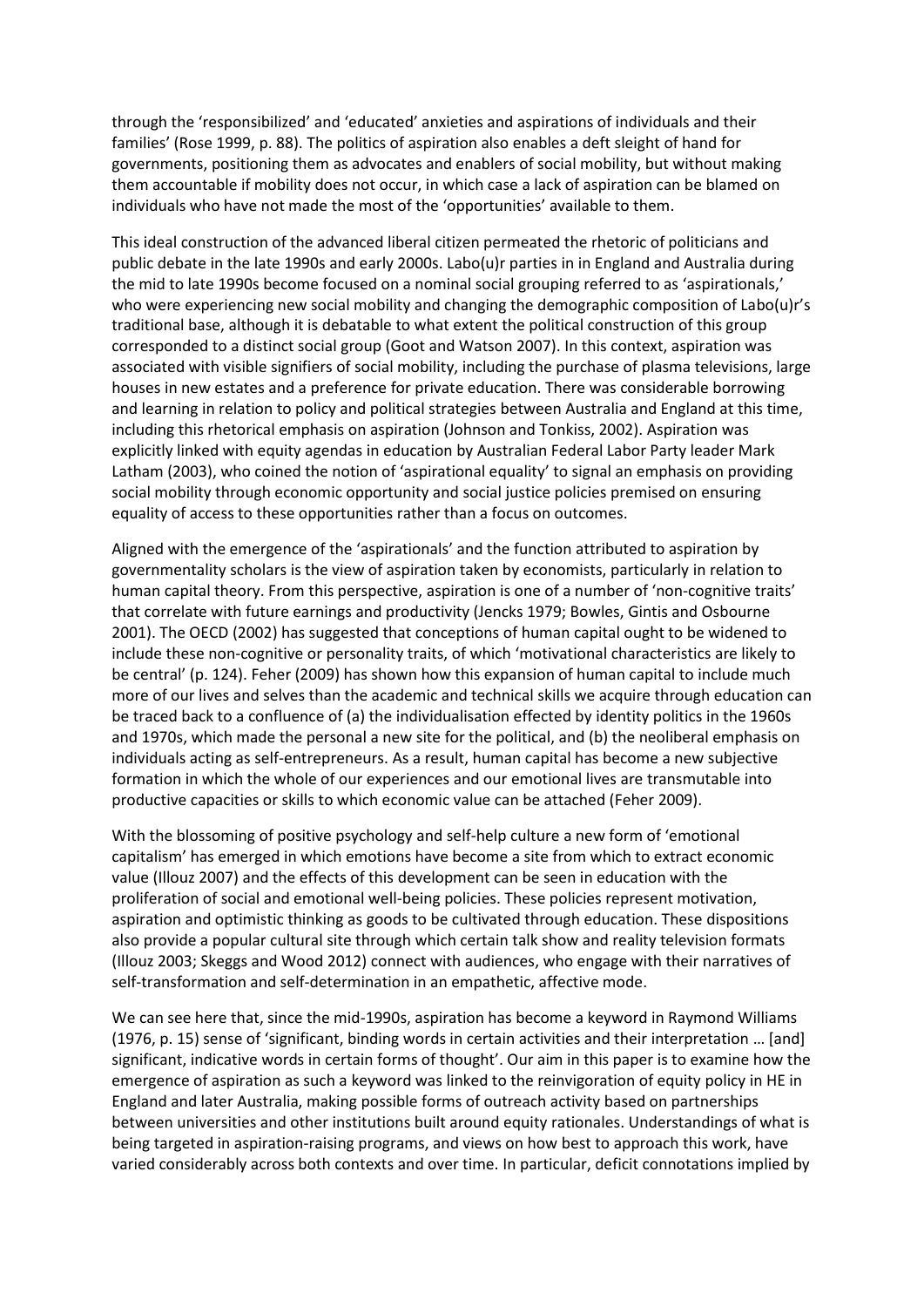through the 'responsibilized' and 'educated' anxieties and aspirations of individuals and their families' (Rose 1999, p. 88). The politics of aspiration also enables a deft sleight of hand for governments, positioning them as advocates and enablers of social mobility, but without making them accountable if mobility does not occur, in which case a lack of aspiration can be blamed on individuals who have not made the most of the 'opportunities' available to them.

This ideal construction of the advanced liberal citizen permeated the rhetoric of politicians and public debate in the late 1990s and early 2000s. Labo(u)r parties in in England and Australia during the mid to late 1990s become focused on a nominal social grouping referred to as 'aspirationals,' who were experiencing new social mobility and changing the demographic composition of Labo(u)r's traditional base, although it is debatable to what extent the political construction of this group corresponded to a distinct social group (Goot and Watson 2007). In this context, aspiration was associated with visible signifiers of social mobility, including the purchase of plasma televisions, large houses in new estates and a preference for private education. There was considerable borrowing and learning in relation to policy and political strategies between Australia and England at this time, including this rhetorical emphasis on aspiration (Johnson and Tonkiss, 2002). Aspiration was explicitly linked with equity agendas in education by Australian Federal Labor Party leader Mark Latham (2003), who coined the notion of 'aspirational equality' to signal an emphasis on providing social mobility through economic opportunity and social justice policies premised on ensuring equality of access to these opportunities rather than a focus on outcomes.

Aligned with the emergence of the 'aspirationals' and the function attributed to aspiration by governmentality scholars is the view of aspiration taken by economists, particularly in relation to human capital theory. From this perspective, aspiration is one of a number of 'non-cognitive traits' that correlate with future earnings and productivity (Jencks 1979; Bowles, Gintis and Osbourne 2001). The OECD (2002) has suggested that conceptions of human capital ought to be widened to include these non-cognitive or personality traits, of which 'motivational characteristics are likely to be central' (p. 124). Feher (2009) has shown how this expansion of human capital to include much more of our lives and selves than the academic and technical skills we acquire through education can be traced back to a confluence of (a) the individualisation effected by identity politics in the 1960s and 1970s, which made the personal a new site for the political, and (b) the neoliberal emphasis on individuals acting as self-entrepreneurs. As a result, human capital has become a new subjective formation in which the whole of our experiences and our emotional lives are transmutable into productive capacities or skills to which economic value can be attached (Feher 2009).

With the blossoming of positive psychology and self-help culture a new form of 'emotional capitalism' has emerged in which emotions have become a site from which to extract economic value (Illouz 2007) and the effects of this development can be seen in education with the proliferation of social and emotional well-being policies. These policies represent motivation, aspiration and optimistic thinking as goods to be cultivated through education. These dispositions also provide a popular cultural site through which certain talk show and reality television formats (Illouz 2003; Skeggs and Wood 2012) connect with audiences, who engage with their narratives of self-transformation and self-determination in an empathetic, affective mode.

We can see here that, since the mid-1990s, aspiration has become a keyword in Raymond Williams (1976, p. 15) sense of 'significant, binding words in certain activities and their interpretation … [and] significant, indicative words in certain forms of thought'. Our aim in this paper is to examine how the emergence of aspiration as such a keyword was linked to the reinvigoration of equity policy in HE in England and later Australia, making possible forms of outreach activity based on partnerships between universities and other institutions built around equity rationales. Understandings of what is being targeted in aspiration-raising programs, and views on how best to approach this work, have varied considerably across both contexts and over time. In particular, deficit connotations implied by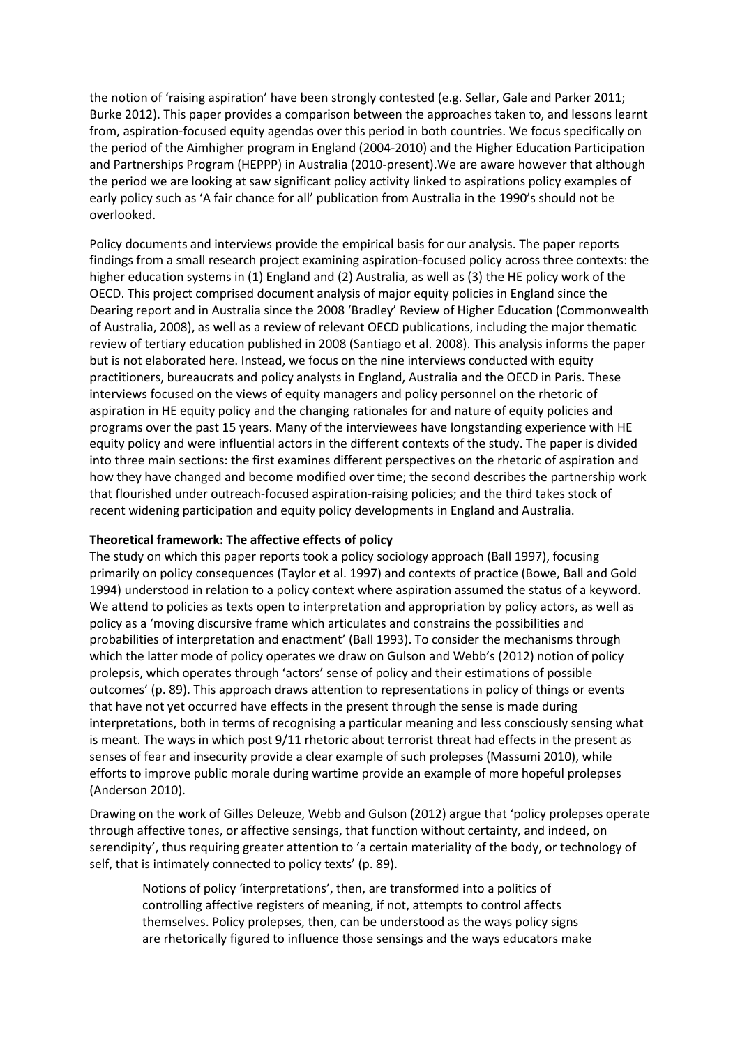the notion of 'raising aspiration' have been strongly contested (e.g. Sellar, Gale and Parker 2011; Burke 2012). This paper provides a comparison between the approaches taken to, and lessons learnt from, aspiration-focused equity agendas over this period in both countries. We focus specifically on the period of the Aimhigher program in England (2004-2010) and the Higher Education Participation and Partnerships Program (HEPPP) in Australia (2010-present).We are aware however that although the period we are looking at saw significant policy activity linked to aspirations policy examples of early policy such as 'A fair chance for all' publication from Australia in the 1990's should not be overlooked.

Policy documents and interviews provide the empirical basis for our analysis. The paper reports findings from a small research project examining aspiration-focused policy across three contexts: the higher education systems in (1) England and (2) Australia, as well as (3) the HE policy work of the OECD. This project comprised document analysis of major equity policies in England since the Dearing report and in Australia since the 2008 'Bradley' Review of Higher Education (Commonwealth of Australia, 2008), as well as a review of relevant OECD publications, including the major thematic review of tertiary education published in 2008 (Santiago et al. 2008). This analysis informs the paper but is not elaborated here. Instead, we focus on the nine interviews conducted with equity practitioners, bureaucrats and policy analysts in England, Australia and the OECD in Paris. These interviews focused on the views of equity managers and policy personnel on the rhetoric of aspiration in HE equity policy and the changing rationales for and nature of equity policies and programs over the past 15 years. Many of the interviewees have longstanding experience with HE equity policy and were influential actors in the different contexts of the study. The paper is divided into three main sections: the first examines different perspectives on the rhetoric of aspiration and how they have changed and become modified over time; the second describes the partnership work that flourished under outreach-focused aspiration-raising policies; and the third takes stock of recent widening participation and equity policy developments in England and Australia.

**Theoretical framework: The affective effects of policy**

The study on which this paper reports took a policy sociology approach (Ball 1997), focusing primarily on policy consequences (Taylor et al. 1997) and contexts of practice (Bowe, Ball and Gold 1994) understood in relation to a policy context where aspiration assumed the status of a keyword. We attend to policies as texts open to interpretation and appropriation by policy actors, as well as policy as a 'moving discursive frame which articulates and constrains the possibilities and probabilities of interpretation and enactment' (Ball 1993). To consider the mechanisms through which the latter mode of policy operates we draw on Gulson and Webb's (2012) notion of policy prolepsis, which operates through 'actors' sense of policy and their estimations of possible outcomes' (p. 89). This approach draws attention to representations in policy of things or events that have not yet occurred have effects in the present through the sense is made during interpretations, both in terms of recognising a particular meaning and less consciously sensing what is meant. The ways in which post 9/11 rhetoric about terrorist threat had effects in the present as senses of fear and insecurity provide a clear example of such prolepses (Massumi 2010), while efforts to improve public morale during wartime provide an example of more hopeful prolepses (Anderson 2010).

Drawing on the work of Gilles Deleuze, Webb and Gulson (2012) argue that 'policy prolepses operate through affective tones, or affective sensings, that function without certainty, and indeed, on serendipity', thus requiring greater attention to 'a certain materiality of the body, or technology of self, that is intimately connected to policy texts' (p. 89).

> Notions of policy 'interpretations', then, are transformed into a politics of controlling affective registers of meaning, if not, attempts to control affects themselves. Policy prolepses, then, can be understood as the ways policy signs are rhetorically figured to influence those sensings and the ways educators make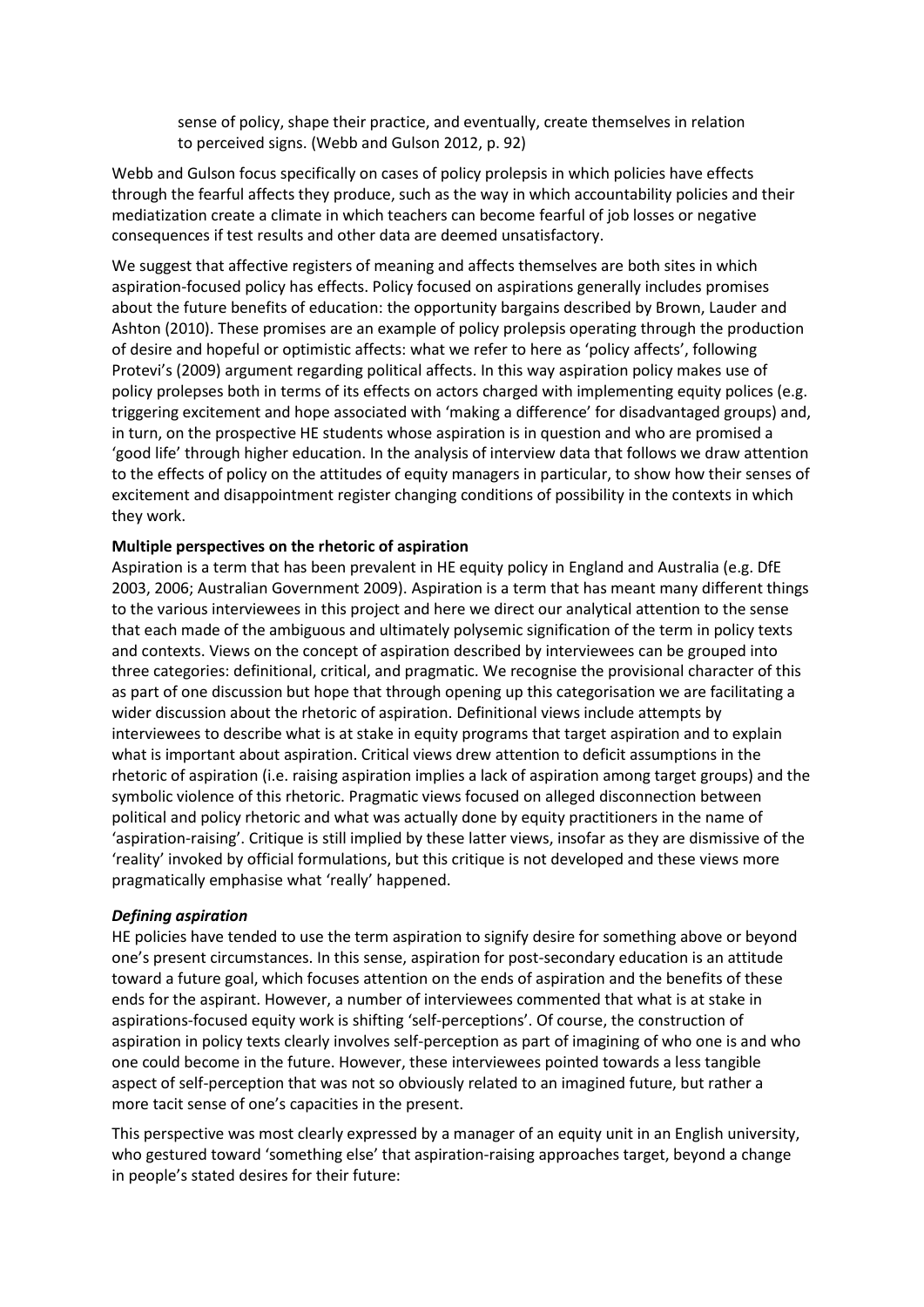> sense of policy, shape their practice, and eventually, create themselves in relation to perceived signs. (Webb and Gulson 2012, p. 92)

Webb and Gulson focus specifically on cases of policy prolepsis in which policies have effects through the fearful affects they produce, such as the way in which accountability policies and their mediatization create a climate in which teachers can become fearful of job losses or negative consequences if test results and other data are deemed unsatisfactory.

We suggest that affective registers of meaning and affects themselves are both sites in which aspiration-focused policy has effects. Policy focused on aspirations generally includes promises about the future benefits of education: the opportunity bargains described by Brown, Lauder and Ashton (2010). These promises are an example of policy prolepsis operating through the production of desire and hopeful or optimistic affects: what we refer to here as 'policy affects', following Protevi's (2009) argument regarding political affects. In this way aspiration policy makes use of policy prolepses both in terms of its effects on actors charged with implementing equity polices (e.g. triggering excitement and hope associated with 'making a difference' for disadvantaged groups) and, in turn, on the prospective HE students whose aspiration is in question and who are promised a 'good life' through higher education. In the analysis of interview data that follows we draw attention to the effects of policy on the attitudes of equity managers in particular, to show how their senses of excitement and disappointment register changing conditions of possibility in the contexts in which they work.

**Multiple perspectives on the rhetoric of aspiration**

Aspiration is a term that has been prevalent in HE equity policy in England and Australia (e.g. DfE 2003, 2006; Australian Government 2009). Aspiration is a term that has meant many different things to the various interviewees in this project and here we direct our analytical attention to the sense that each made of the ambiguous and ultimately polysemic signification of the term in policy texts and contexts. Views on the concept of aspiration described by interviewees can be grouped into three categories: definitional, critical, and pragmatic. We recognise the provisional character of this as part of one discussion but hope that through opening up this categorisation we are facilitating a wider discussion about the rhetoric of aspiration. Definitional views include attempts by interviewees to describe what is at stake in equity programs that target aspiration and to explain what is important about aspiration. Critical views drew attention to deficit assumptions in the rhetoric of aspiration (i.e. raising aspiration implies a lack of aspiration among target groups) and the symbolic violence of this rhetoric. Pragmatic views focused on alleged disconnection between political and policy rhetoric and what was actually done by equity practitioners in the name of 'aspiration-raising'. Critique is still implied by these latter views, insofar as they are dismissive of the 'reality' invoked by official formulations, but this critique is not developed and these views more pragmatically emphasise what 'really' happened.

***Defining aspiration***

HE policies have tended to use the term aspiration to signify desire for something above or beyond one's present circumstances. In this sense, aspiration for post-secondary education is an attitude toward a future goal, which focuses attention on the ends of aspiration and the benefits of these ends for the aspirant. However, a number of interviewees commented that what is at stake in aspirations-focused equity work is shifting 'self-perceptions'. Of course, the construction of aspiration in policy texts clearly involves self-perception as part of imagining of who one is and who one could become in the future. However, these interviewees pointed towards a less tangible aspect of self-perception that was not so obviously related to an imagined future, but rather a more tacit sense of one's capacities in the present.

This perspective was most clearly expressed by a manager of an equity unit in an English university, who gestured toward 'something else' that aspiration-raising approaches target, beyond a change in people's stated desires for their future: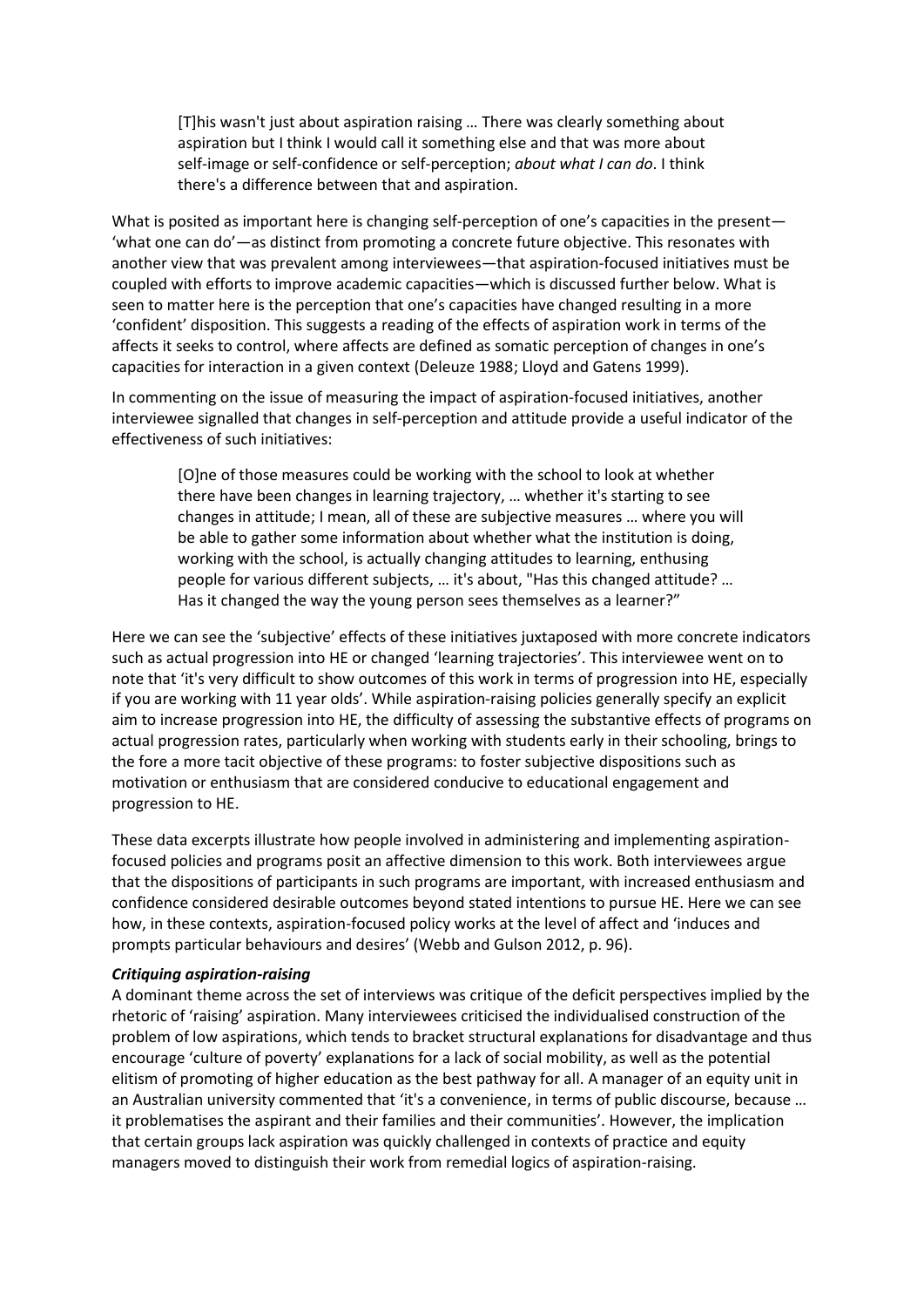> [T]his wasn't just about aspiration raising … There was clearly something about aspiration but I think I would call it something else and that was more about self-image or self-confidence or self-perception; *about what I can do*. I think there's a difference between that and aspiration.

What is posited as important here is changing self-perception of one's capacities in the present—'what one can do'—as distinct from promoting a concrete future objective. This resonates with another view that was prevalent among interviewees—that aspiration-focused initiatives must be coupled with efforts to improve academic capacities—which is discussed further below. What is seen to matter here is the perception that one's capacities have changed resulting in a more 'confident' disposition. This suggests a reading of the effects of aspiration work in terms of the affects it seeks to control, where affects are defined as somatic perception of changes in one's capacities for interaction in a given context (Deleuze 1988; Lloyd and Gatens 1999).

In commenting on the issue of measuring the impact of aspiration-focused initiatives, another interviewee signalled that changes in self-perception and attitude provide a useful indicator of the effectiveness of such initiatives:

> [O]ne of those measures could be working with the school to look at whether there have been changes in learning trajectory, … whether it's starting to see changes in attitude; I mean, all of these are subjective measures … where you will be able to gather some information about whether what the institution is doing, working with the school, is actually changing attitudes to learning, enthusing people for various different subjects, … it's about, "Has this changed attitude? … Has it changed the way the young person sees themselves as a learner?"

Here we can see the 'subjective' effects of these initiatives juxtaposed with more concrete indicators such as actual progression into HE or changed 'learning trajectories'. This interviewee went on to note that 'it's very difficult to show outcomes of this work in terms of progression into HE, especially if you are working with 11 year olds'. While aspiration-raising policies generally specify an explicit aim to increase progression into HE, the difficulty of assessing the substantive effects of programs on actual progression rates, particularly when working with students early in their schooling, brings to the fore a more tacit objective of these programs: to foster subjective dispositions such as motivation or enthusiasm that are considered conducive to educational engagement and progression to HE.

These data excerpts illustrate how people involved in administering and implementing aspiration-focused policies and programs posit an affective dimension to this work. Both interviewees argue that the dispositions of participants in such programs are important, with increased enthusiasm and confidence considered desirable outcomes beyond stated intentions to pursue HE. Here we can see how, in these contexts, aspiration-focused policy works at the level of affect and 'induces and prompts particular behaviours and desires' (Webb and Gulson 2012, p. 96).

### *Critiquing aspiration-raising*

A dominant theme across the set of interviews was critique of the deficit perspectives implied by the rhetoric of 'raising' aspiration. Many interviewees criticised the individualised construction of the problem of low aspirations, which tends to bracket structural explanations for disadvantage and thus encourage 'culture of poverty' explanations for a lack of social mobility, as well as the potential elitism of promoting of higher education as the best pathway for all. A manager of an equity unit in an Australian university commented that 'it's a convenience, in terms of public discourse, because … it problematises the aspirant and their families and their communities'. However, the implication that certain groups lack aspiration was quickly challenged in contexts of practice and equity managers moved to distinguish their work from remedial logics of aspiration-raising.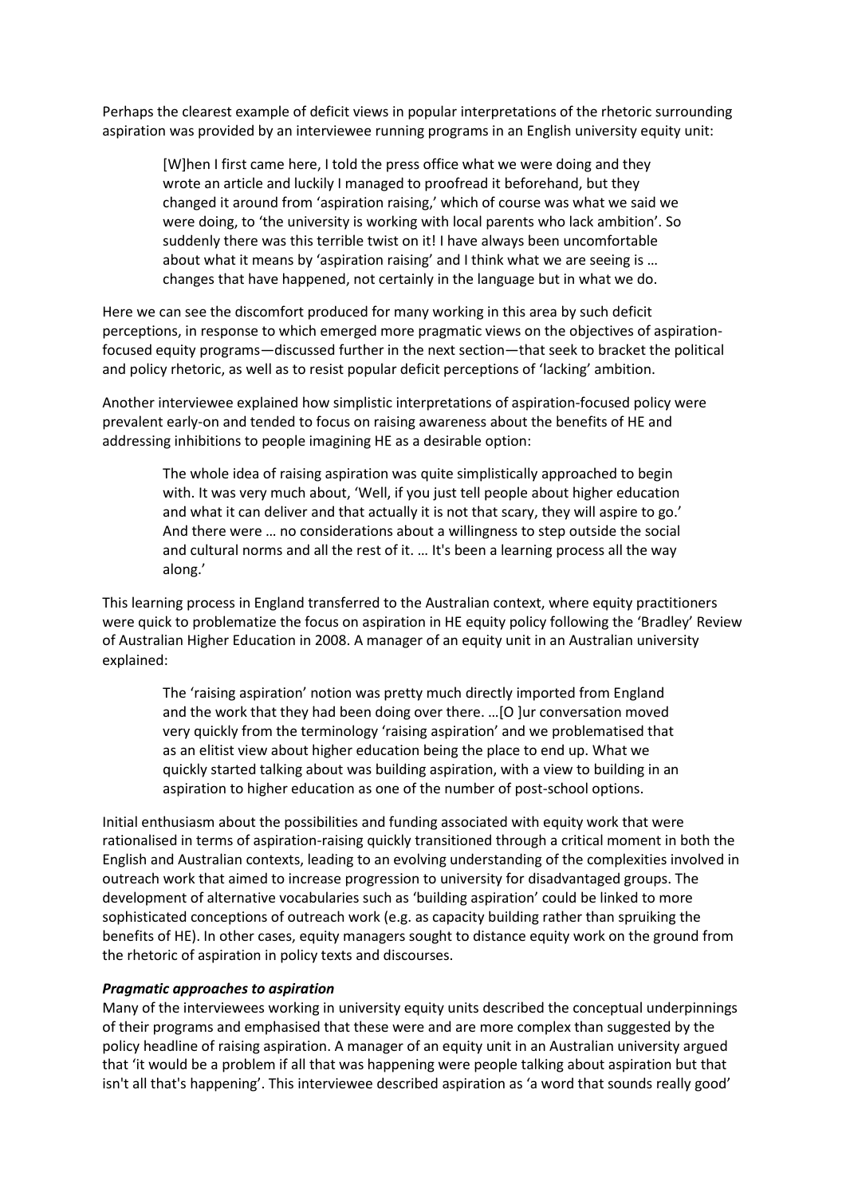Perhaps the clearest example of deficit views in popular interpretations of the rhetoric surrounding aspiration was provided by an interviewee running programs in an English university equity unit:

> [W]hen I first came here, I told the press office what we were doing and they wrote an article and luckily I managed to proofread it beforehand, but they changed it around from 'aspiration raising,' which of course was what we said we were doing, to 'the university is working with local parents who lack ambition'. So suddenly there was this terrible twist on it! I have always been uncomfortable about what it means by 'aspiration raising' and I think what we are seeing is … changes that have happened, not certainly in the language but in what we do.

Here we can see the discomfort produced for many working in this area by such deficit perceptions, in response to which emerged more pragmatic views on the objectives of aspiration-focused equity programs—discussed further in the next section—that seek to bracket the political and policy rhetoric, as well as to resist popular deficit perceptions of 'lacking' ambition.

Another interviewee explained how simplistic interpretations of aspiration-focused policy were prevalent early-on and tended to focus on raising awareness about the benefits of HE and addressing inhibitions to people imagining HE as a desirable option:

> The whole idea of raising aspiration was quite simplistically approached to begin with. It was very much about, 'Well, if you just tell people about higher education and what it can deliver and that actually it is not that scary, they will aspire to go.' And there were … no considerations about a willingness to step outside the social and cultural norms and all the rest of it. … It's been a learning process all the way along.'

This learning process in England transferred to the Australian context, where equity practitioners were quick to problematize the focus on aspiration in HE equity policy following the 'Bradley' Review of Australian Higher Education in 2008. A manager of an equity unit in an Australian university explained:

> The 'raising aspiration' notion was pretty much directly imported from England and the work that they had been doing over there. …[O ]ur conversation moved very quickly from the terminology 'raising aspiration' and we problematised that as an elitist view about higher education being the place to end up. What we quickly started talking about was building aspiration, with a view to building in an aspiration to higher education as one of the number of post-school options.

Initial enthusiasm about the possibilities and funding associated with equity work that were rationalised in terms of aspiration-raising quickly transitioned through a critical moment in both the English and Australian contexts, leading to an evolving understanding of the complexities involved in outreach work that aimed to increase progression to university for disadvantaged groups. The development of alternative vocabularies such as 'building aspiration' could be linked to more sophisticated conceptions of outreach work (e.g. as capacity building rather than spruiking the benefits of HE). In other cases, equity managers sought to distance equity work on the ground from the rhetoric of aspiration in policy texts and discourses.

#### ***Pragmatic approaches to aspiration***

Many of the interviewees working in university equity units described the conceptual underpinnings of their programs and emphasised that these were and are more complex than suggested by the policy headline of raising aspiration. A manager of an equity unit in an Australian university argued that 'it would be a problem if all that was happening were people talking about aspiration but that isn't all that's happening'. This interviewee described aspiration as 'a word that sounds really good'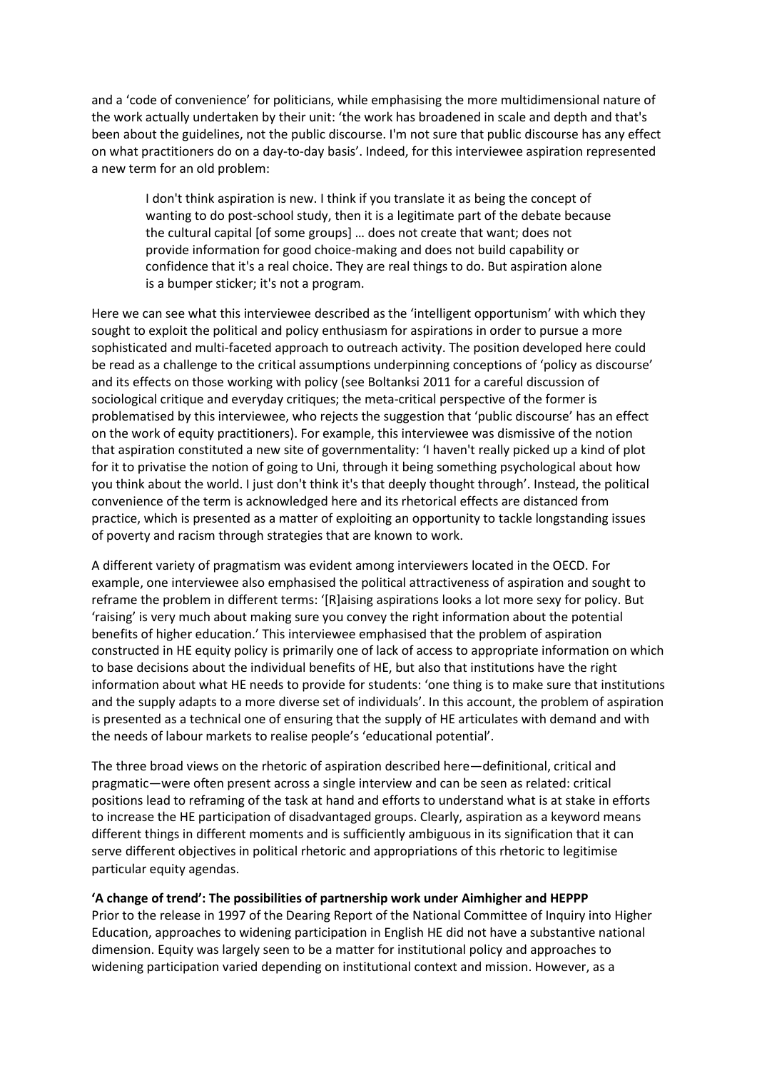and a 'code of convenience' for politicians, while emphasising the more multidimensional nature of the work actually undertaken by their unit: 'the work has broadened in scale and depth and that's been about the guidelines, not the public discourse. I'm not sure that public discourse has any effect on what practitioners do on a day-to-day basis'. Indeed, for this interviewee aspiration represented a new term for an old problem:

> I don't think aspiration is new. I think if you translate it as being the concept of wanting to do post-school study, then it is a legitimate part of the debate because the cultural capital [of some groups] … does not create that want; does not provide information for good choice-making and does not build capability or confidence that it's a real choice. They are real things to do. But aspiration alone is a bumper sticker; it's not a program.

Here we can see what this interviewee described as the 'intelligent opportunism' with which they sought to exploit the political and policy enthusiasm for aspirations in order to pursue a more sophisticated and multi-faceted approach to outreach activity. The position developed here could be read as a challenge to the critical assumptions underpinning conceptions of 'policy as discourse' and its effects on those working with policy (see Boltanksi 2011 for a careful discussion of sociological critique and everyday critiques; the meta-critical perspective of the former is problematised by this interviewee, who rejects the suggestion that 'public discourse' has an effect on the work of equity practitioners). For example, this interviewee was dismissive of the notion that aspiration constituted a new site of governmentality: 'I haven't really picked up a kind of plot for it to privatise the notion of going to Uni, through it being something psychological about how you think about the world. I just don't think it's that deeply thought through'. Instead, the political convenience of the term is acknowledged here and its rhetorical effects are distanced from practice, which is presented as a matter of exploiting an opportunity to tackle longstanding issues of poverty and racism through strategies that are known to work.

A different variety of pragmatism was evident among interviewers located in the OECD. For example, one interviewee also emphasised the political attractiveness of aspiration and sought to reframe the problem in different terms: '[R]aising aspirations looks a lot more sexy for policy. But 'raising' is very much about making sure you convey the right information about the potential benefits of higher education.' This interviewee emphasised that the problem of aspiration constructed in HE equity policy is primarily one of lack of access to appropriate information on which to base decisions about the individual benefits of HE, but also that institutions have the right information about what HE needs to provide for students: 'one thing is to make sure that institutions and the supply adapts to a more diverse set of individuals'. In this account, the problem of aspiration is presented as a technical one of ensuring that the supply of HE articulates with demand and with the needs of labour markets to realise people's 'educational potential'.

The three broad views on the rhetoric of aspiration described here—definitional, critical and pragmatic—were often present across a single interview and can be seen as related: critical positions lead to reframing of the task at hand and efforts to understand what is at stake in efforts to increase the HE participation of disadvantaged groups. Clearly, aspiration as a keyword means different things in different moments and is sufficiently ambiguous in its signification that it can serve different objectives in political rhetoric and appropriations of this rhetoric to legitimise particular equity agendas.

**'A change of trend': The possibilities of partnership work under Aimhigher and HEPPP**

Prior to the release in 1997 of the Dearing Report of the National Committee of Inquiry into Higher Education, approaches to widening participation in English HE did not have a substantive national dimension. Equity was largely seen to be a matter for institutional policy and approaches to widening participation varied depending on institutional context and mission. However, as a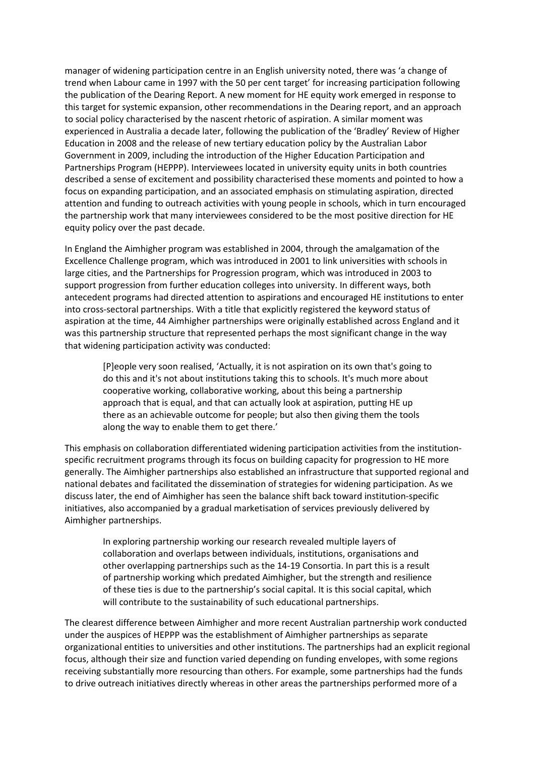manager of widening participation centre in an English university noted, there was 'a change of trend when Labour came in 1997 with the 50 per cent target' for increasing participation following the publication of the Dearing Report. A new moment for HE equity work emerged in response to this target for systemic expansion, other recommendations in the Dearing report, and an approach to social policy characterised by the nascent rhetoric of aspiration. A similar moment was experienced in Australia a decade later, following the publication of the 'Bradley' Review of Higher Education in 2008 and the release of new tertiary education policy by the Australian Labor Government in 2009, including the introduction of the Higher Education Participation and Partnerships Program (HEPPP). Interviewees located in university equity units in both countries described a sense of excitement and possibility characterised these moments and pointed to how a focus on expanding participation, and an associated emphasis on stimulating aspiration, directed attention and funding to outreach activities with young people in schools, which in turn encouraged the partnership work that many interviewees considered to be the most positive direction for HE equity policy over the past decade.

In England the Aimhigher program was established in 2004, through the amalgamation of the Excellence Challenge program, which was introduced in 2001 to link universities with schools in large cities, and the Partnerships for Progression program, which was introduced in 2003 to support progression from further education colleges into university. In different ways, both antecedent programs had directed attention to aspirations and encouraged HE institutions to enter into cross-sectoral partnerships. With a title that explicitly registered the keyword status of aspiration at the time, 44 Aimhigher partnerships were originally established across England and it was this partnership structure that represented perhaps the most significant change in the way that widening participation activity was conducted:

> [P]eople very soon realised, 'Actually, it is not aspiration on its own that's going to do this and it's not about institutions taking this to schools. It's much more about cooperative working, collaborative working, about this being a partnership approach that is equal, and that can actually look at aspiration, putting HE up there as an achievable outcome for people; but also then giving them the tools along the way to enable them to get there.'

This emphasis on collaboration differentiated widening participation activities from the institution-specific recruitment programs through its focus on building capacity for progression to HE more generally. The Aimhigher partnerships also established an infrastructure that supported regional and national debates and facilitated the dissemination of strategies for widening participation. As we discuss later, the end of Aimhigher has seen the balance shift back toward institution-specific initiatives, also accompanied by a gradual marketisation of services previously delivered by Aimhigher partnerships.

> In exploring partnership working our research revealed multiple layers of collaboration and overlaps between individuals, institutions, organisations and other overlapping partnerships such as the 14-19 Consortia. In part this is a result of partnership working which predated Aimhigher, but the strength and resilience of these ties is due to the partnership's social capital. It is this social capital, which will contribute to the sustainability of such educational partnerships.

The clearest difference between Aimhigher and more recent Australian partnership work conducted under the auspices of HEPPP was the establishment of Aimhigher partnerships as separate organizational entities to universities and other institutions. The partnerships had an explicit regional focus, although their size and function varied depending on funding envelopes, with some regions receiving substantially more resourcing than others. For example, some partnerships had the funds to drive outreach initiatives directly whereas in other areas the partnerships performed more of a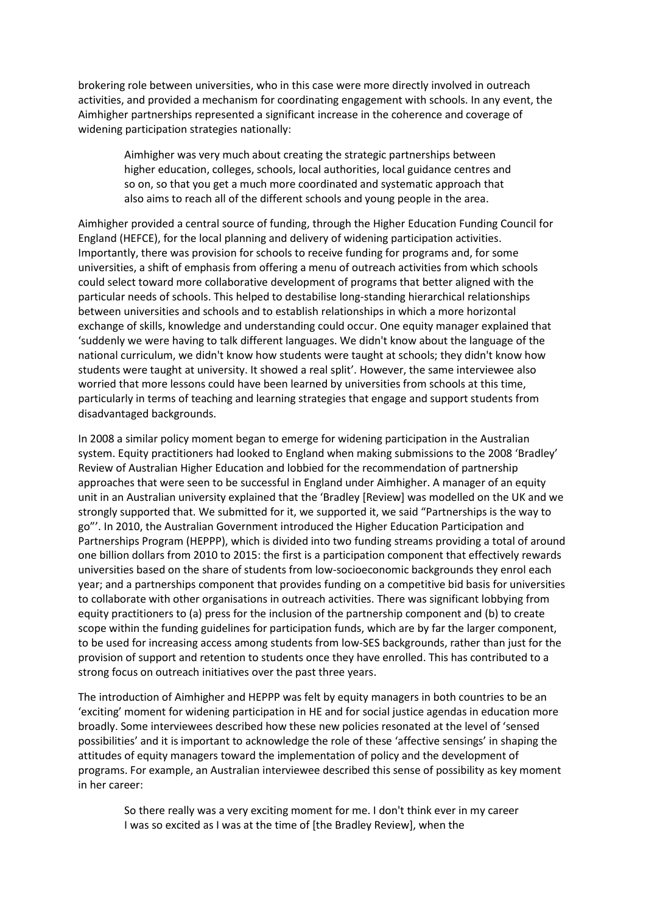brokering role between universities, who in this case were more directly involved in outreach activities, and provided a mechanism for coordinating engagement with schools. In any event, the Aimhigher partnerships represented a significant increase in the coherence and coverage of widening participation strategies nationally:

> Aimhigher was very much about creating the strategic partnerships between higher education, colleges, schools, local authorities, local guidance centres and so on, so that you get a much more coordinated and systematic approach that also aims to reach all of the different schools and young people in the area.

Aimhigher provided a central source of funding, through the Higher Education Funding Council for England (HEFCE), for the local planning and delivery of widening participation activities. Importantly, there was provision for schools to receive funding for programs and, for some universities, a shift of emphasis from offering a menu of outreach activities from which schools could select toward more collaborative development of programs that better aligned with the particular needs of schools. This helped to destabilise long-standing hierarchical relationships between universities and schools and to establish relationships in which a more horizontal exchange of skills, knowledge and understanding could occur. One equity manager explained that 'suddenly we were having to talk different languages. We didn't know about the language of the national curriculum, we didn't know how students were taught at schools; they didn't know how students were taught at university. It showed a real split'. However, the same interviewee also worried that more lessons could have been learned by universities from schools at this time, particularly in terms of teaching and learning strategies that engage and support students from disadvantaged backgrounds.

In 2008 a similar policy moment began to emerge for widening participation in the Australian system. Equity practitioners had looked to England when making submissions to the 2008 'Bradley' Review of Australian Higher Education and lobbied for the recommendation of partnership approaches that were seen to be successful in England under Aimhigher. A manager of an equity unit in an Australian university explained that the 'Bradley [Review] was modelled on the UK and we strongly supported that. We submitted for it, we supported it, we said "Partnerships is the way to go"'. In 2010, the Australian Government introduced the Higher Education Participation and Partnerships Program (HEPPP), which is divided into two funding streams providing a total of around one billion dollars from 2010 to 2015: the first is a participation component that effectively rewards universities based on the share of students from low-socioeconomic backgrounds they enrol each year; and a partnerships component that provides funding on a competitive bid basis for universities to collaborate with other organisations in outreach activities. There was significant lobbying from equity practitioners to (a) press for the inclusion of the partnership component and (b) to create scope within the funding guidelines for participation funds, which are by far the larger component, to be used for increasing access among students from low-SES backgrounds, rather than just for the provision of support and retention to students once they have enrolled. This has contributed to a strong focus on outreach initiatives over the past three years.

The introduction of Aimhigher and HEPPP was felt by equity managers in both countries to be an 'exciting' moment for widening participation in HE and for social justice agendas in education more broadly. Some interviewees described how these new policies resonated at the level of 'sensed possibilities' and it is important to acknowledge the role of these 'affective sensings' in shaping the attitudes of equity managers toward the implementation of policy and the development of programs. For example, an Australian interviewee described this sense of possibility as key moment in her career:

> So there really was a very exciting moment for me. I don't think ever in my career I was so excited as I was at the time of [the Bradley Review], when the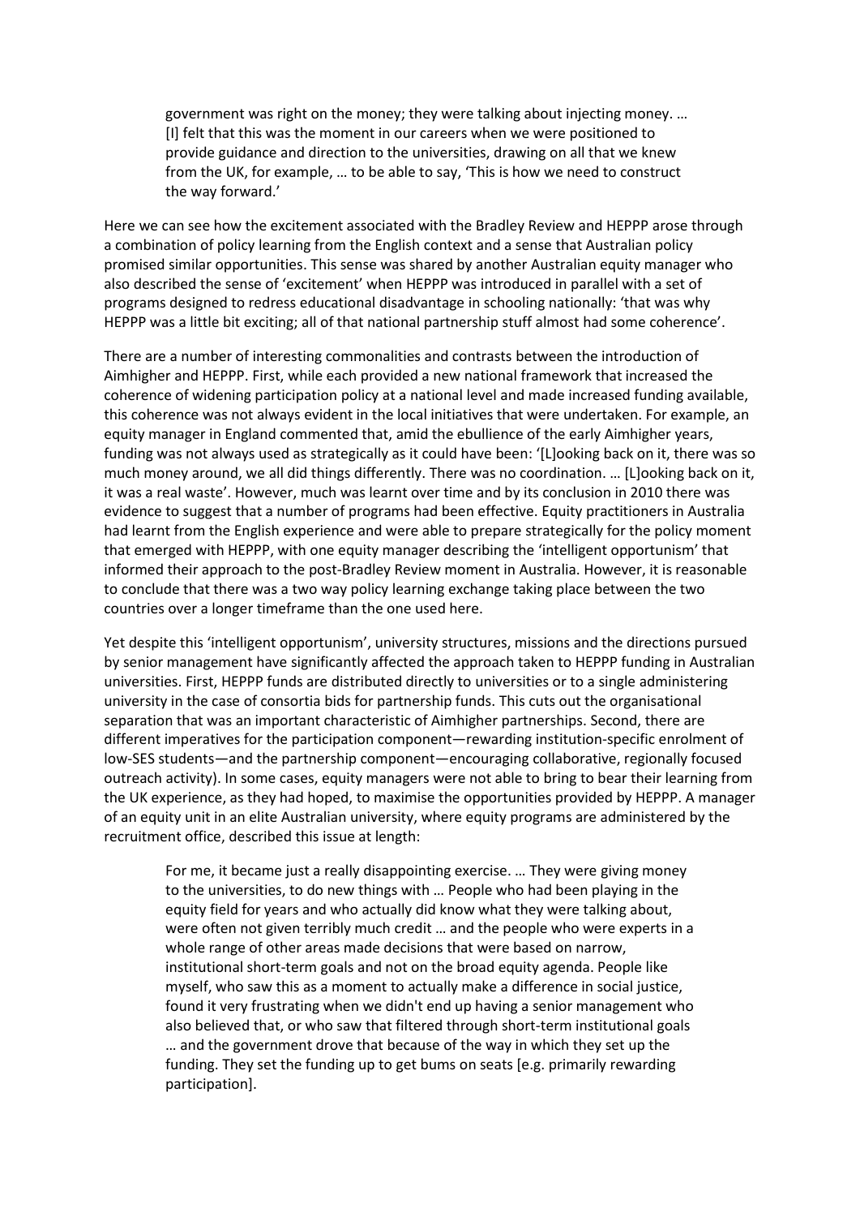> government was right on the money; they were talking about injecting money. … [I] felt that this was the moment in our careers when we were positioned to provide guidance and direction to the universities, drawing on all that we knew from the UK, for example, … to be able to say, 'This is how we need to construct the way forward.'

Here we can see how the excitement associated with the Bradley Review and HEPPP arose through a combination of policy learning from the English context and a sense that Australian policy promised similar opportunities. This sense was shared by another Australian equity manager who also described the sense of 'excitement' when HEPPP was introduced in parallel with a set of programs designed to redress educational disadvantage in schooling nationally: 'that was why HEPPP was a little bit exciting; all of that national partnership stuff almost had some coherence'.

There are a number of interesting commonalities and contrasts between the introduction of Aimhigher and HEPPP. First, while each provided a new national framework that increased the coherence of widening participation policy at a national level and made increased funding available, this coherence was not always evident in the local initiatives that were undertaken. For example, an equity manager in England commented that, amid the ebullience of the early Aimhigher years, funding was not always used as strategically as it could have been: '[L]ooking back on it, there was so much money around, we all did things differently. There was no coordination. … [L]ooking back on it, it was a real waste'. However, much was learnt over time and by its conclusion in 2010 there was evidence to suggest that a number of programs had been effective. Equity practitioners in Australia had learnt from the English experience and were able to prepare strategically for the policy moment that emerged with HEPPP, with one equity manager describing the 'intelligent opportunism' that informed their approach to the post-Bradley Review moment in Australia. However, it is reasonable to conclude that there was a two way policy learning exchange taking place between the two countries over a longer timeframe than the one used here.

Yet despite this 'intelligent opportunism', university structures, missions and the directions pursued by senior management have significantly affected the approach taken to HEPPP funding in Australian universities. First, HEPPP funds are distributed directly to universities or to a single administering university in the case of consortia bids for partnership funds. This cuts out the organisational separation that was an important characteristic of Aimhigher partnerships. Second, there are different imperatives for the participation component—rewarding institution-specific enrolment of low-SES students—and the partnership component—encouraging collaborative, regionally focused outreach activity). In some cases, equity managers were not able to bring to bear their learning from the UK experience, as they had hoped, to maximise the opportunities provided by HEPPP. A manager of an equity unit in an elite Australian university, where equity programs are administered by the recruitment office, described this issue at length:

> For me, it became just a really disappointing exercise. … They were giving money to the universities, to do new things with … People who had been playing in the equity field for years and who actually did know what they were talking about, were often not given terribly much credit … and the people who were experts in a whole range of other areas made decisions that were based on narrow, institutional short-term goals and not on the broad equity agenda. People like myself, who saw this as a moment to actually make a difference in social justice, found it very frustrating when we didn't end up having a senior management who also believed that, or who saw that filtered through short-term institutional goals … and the government drove that because of the way in which they set up the funding. They set the funding up to get bums on seats [e.g. primarily rewarding participation].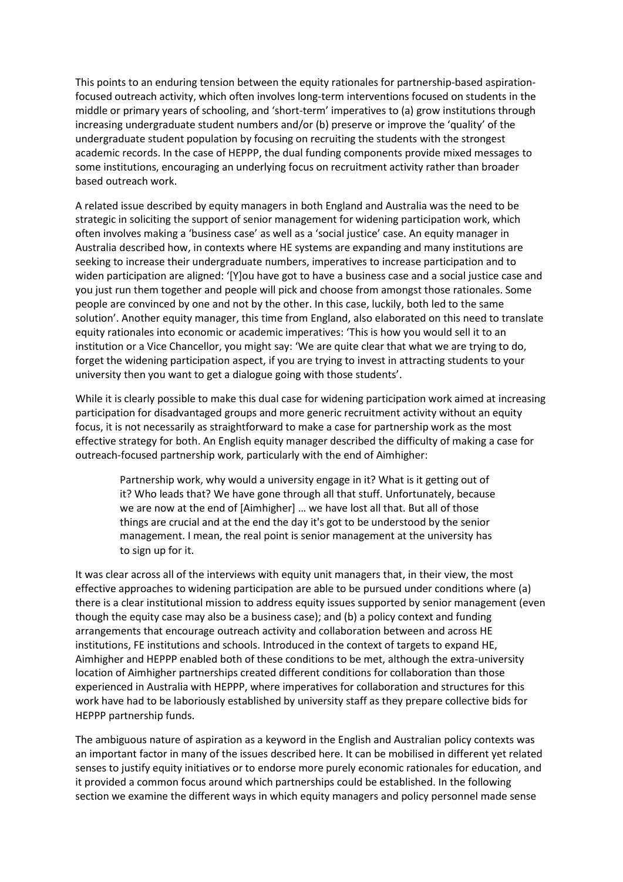This points to an enduring tension between the equity rationales for partnership-based aspiration-focused outreach activity, which often involves long-term interventions focused on students in the middle or primary years of schooling, and 'short-term' imperatives to (a) grow institutions through increasing undergraduate student numbers and/or (b) preserve or improve the 'quality' of the undergraduate student population by focusing on recruiting the students with the strongest academic records. In the case of HEPPP, the dual funding components provide mixed messages to some institutions, encouraging an underlying focus on recruitment activity rather than broader based outreach work.

A related issue described by equity managers in both England and Australia was the need to be strategic in soliciting the support of senior management for widening participation work, which often involves making a 'business case' as well as a 'social justice' case. An equity manager in Australia described how, in contexts where HE systems are expanding and many institutions are seeking to increase their undergraduate numbers, imperatives to increase participation and to widen participation are aligned: '[Y]ou have got to have a business case and a social justice case and you just run them together and people will pick and choose from amongst those rationales. Some people are convinced by one and not by the other. In this case, luckily, both led to the same solution'. Another equity manager, this time from England, also elaborated on this need to translate equity rationales into economic or academic imperatives: 'This is how you would sell it to an institution or a Vice Chancellor, you might say: 'We are quite clear that what we are trying to do, forget the widening participation aspect, if you are trying to invest in attracting students to your university then you want to get a dialogue going with those students'.

While it is clearly possible to make this dual case for widening participation work aimed at increasing participation for disadvantaged groups and more generic recruitment activity without an equity focus, it is not necessarily as straightforward to make a case for partnership work as the most effective strategy for both. An English equity manager described the difficulty of making a case for outreach-focused partnership work, particularly with the end of Aimhigher:

> Partnership work, why would a university engage in it? What is it getting out of it? Who leads that? We have gone through all that stuff. Unfortunately, because we are now at the end of [Aimhigher] … we have lost all that. But all of those things are crucial and at the end the day it's got to be understood by the senior management. I mean, the real point is senior management at the university has to sign up for it.

It was clear across all of the interviews with equity unit managers that, in their view, the most effective approaches to widening participation are able to be pursued under conditions where (a) there is a clear institutional mission to address equity issues supported by senior management (even though the equity case may also be a business case); and (b) a policy context and funding arrangements that encourage outreach activity and collaboration between and across HE institutions, FE institutions and schools. Introduced in the context of targets to expand HE, Aimhigher and HEPPP enabled both of these conditions to be met, although the extra-university location of Aimhigher partnerships created different conditions for collaboration than those experienced in Australia with HEPPP, where imperatives for collaboration and structures for this work have had to be laboriously established by university staff as they prepare collective bids for HEPPP partnership funds.

The ambiguous nature of aspiration as a keyword in the English and Australian policy contexts was an important factor in many of the issues described here. It can be mobilised in different yet related senses to justify equity initiatives or to endorse more purely economic rationales for education, and it provided a common focus around which partnerships could be established. In the following section we examine the different ways in which equity managers and policy personnel made sense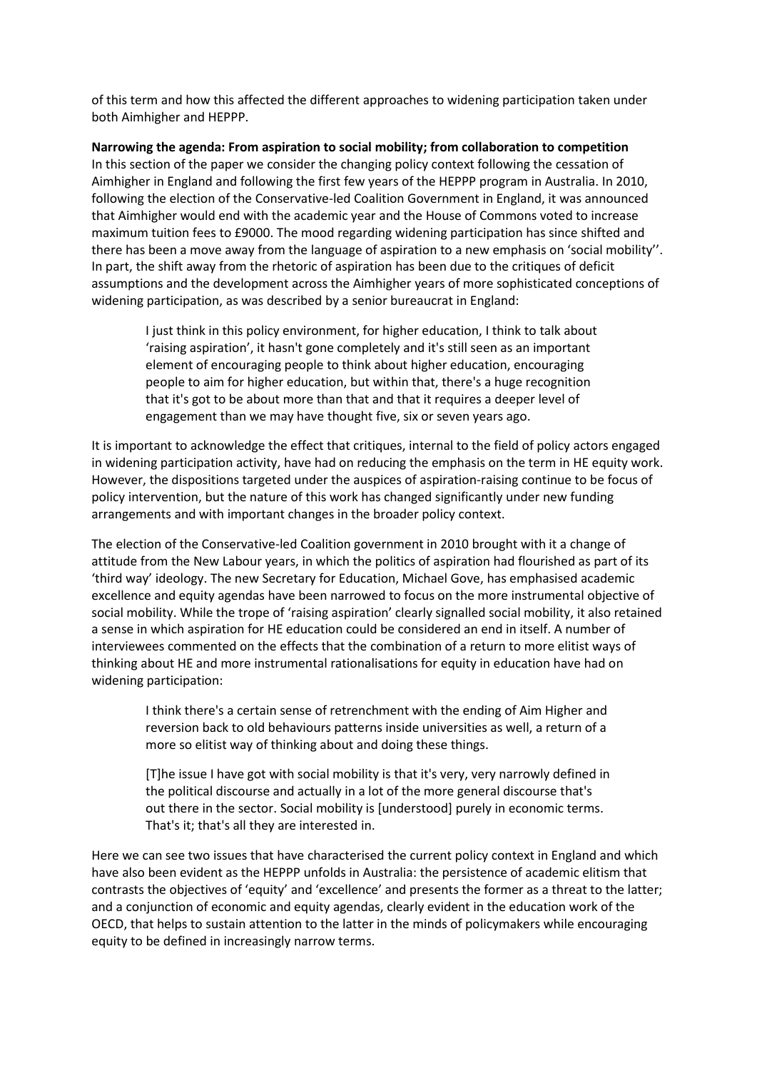of this term and how this affected the different approaches to widening participation taken under both Aimhigher and HEPPP.

**Narrowing the agenda: From aspiration to social mobility; from collaboration to competition**

In this section of the paper we consider the changing policy context following the cessation of Aimhigher in England and following the first few years of the HEPPP program in Australia. In 2010, following the election of the Conservative-led Coalition Government in England, it was announced that Aimhigher would end with the academic year and the House of Commons voted to increase maximum tuition fees to £9000. The mood regarding widening participation has since shifted and there has been a move away from the language of aspiration to a new emphasis on 'social mobility''. In part, the shift away from the rhetoric of aspiration has been due to the critiques of deficit assumptions and the development across the Aimhigher years of more sophisticated conceptions of widening participation, as was described by a senior bureaucrat in England:

> I just think in this policy environment, for higher education, I think to talk about 'raising aspiration', it hasn't gone completely and it's still seen as an important element of encouraging people to think about higher education, encouraging people to aim for higher education, but within that, there's a huge recognition that it's got to be about more than that and that it requires a deeper level of engagement than we may have thought five, six or seven years ago.

It is important to acknowledge the effect that critiques, internal to the field of policy actors engaged in widening participation activity, have had on reducing the emphasis on the term in HE equity work. However, the dispositions targeted under the auspices of aspiration-raising continue to be focus of policy intervention, but the nature of this work has changed significantly under new funding arrangements and with important changes in the broader policy context.

The election of the Conservative-led Coalition government in 2010 brought with it a change of attitude from the New Labour years, in which the politics of aspiration had flourished as part of its 'third way' ideology. The new Secretary for Education, Michael Gove, has emphasised academic excellence and equity agendas have been narrowed to focus on the more instrumental objective of social mobility. While the trope of 'raising aspiration' clearly signalled social mobility, it also retained a sense in which aspiration for HE education could be considered an end in itself. A number of interviewees commented on the effects that the combination of a return to more elitist ways of thinking about HE and more instrumental rationalisations for equity in education have had on widening participation:

> I think there's a certain sense of retrenchment with the ending of Aim Higher and reversion back to old behaviours patterns inside universities as well, a return of a more so elitist way of thinking about and doing these things.

> [T]he issue I have got with social mobility is that it's very, very narrowly defined in the political discourse and actually in a lot of the more general discourse that's out there in the sector. Social mobility is [understood] purely in economic terms. That's it; that's all they are interested in.

Here we can see two issues that have characterised the current policy context in England and which have also been evident as the HEPPP unfolds in Australia: the persistence of academic elitism that contrasts the objectives of 'equity' and 'excellence' and presents the former as a threat to the latter; and a conjunction of economic and equity agendas, clearly evident in the education work of the OECD, that helps to sustain attention to the latter in the minds of policymakers while encouraging equity to be defined in increasingly narrow terms.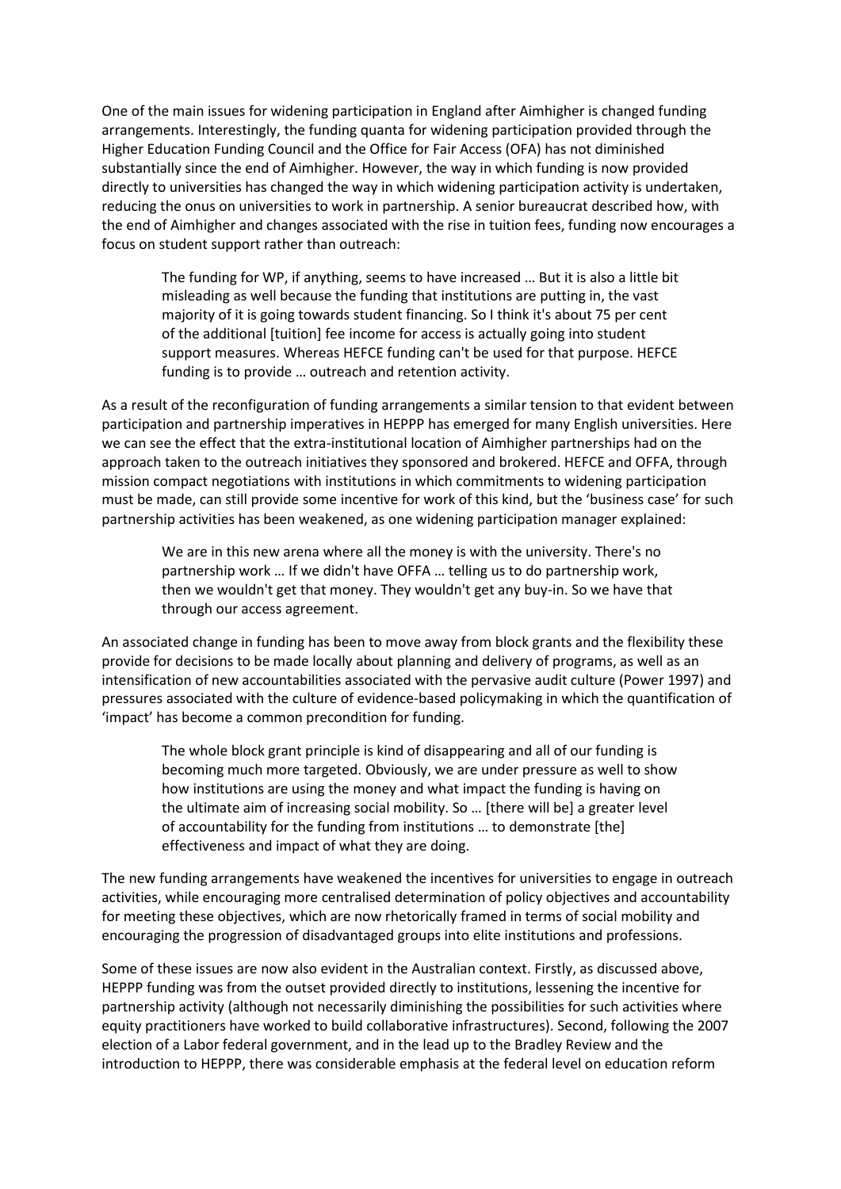One of the main issues for widening participation in England after Aimhigher is changed funding arrangements. Interestingly, the funding quanta for widening participation provided through the Higher Education Funding Council and the Office for Fair Access (OFA) has not diminished substantially since the end of Aimhigher. However, the way in which funding is now provided directly to universities has changed the way in which widening participation activity is undertaken, reducing the onus on universities to work in partnership. A senior bureaucrat described how, with the end of Aimhigher and changes associated with the rise in tuition fees, funding now encourages a focus on student support rather than outreach:

> The funding for WP, if anything, seems to have increased … But it is also a little bit misleading as well because the funding that institutions are putting in, the vast majority of it is going towards student financing. So I think it's about 75 per cent of the additional [tuition] fee income for access is actually going into student support measures. Whereas HEFCE funding can't be used for that purpose. HEFCE funding is to provide … outreach and retention activity.

As a result of the reconfiguration of funding arrangements a similar tension to that evident between participation and partnership imperatives in HEPPP has emerged for many English universities. Here we can see the effect that the extra-institutional location of Aimhigher partnerships had on the approach taken to the outreach initiatives they sponsored and brokered. HEFCE and OFFA, through mission compact negotiations with institutions in which commitments to widening participation must be made, can still provide some incentive for work of this kind, but the 'business case' for such partnership activities has been weakened, as one widening participation manager explained:

> We are in this new arena where all the money is with the university. There's no partnership work … If we didn't have OFFA … telling us to do partnership work, then we wouldn't get that money. They wouldn't get any buy-in. So we have that through our access agreement.

An associated change in funding has been to move away from block grants and the flexibility these provide for decisions to be made locally about planning and delivery of programs, as well as an intensification of new accountabilities associated with the pervasive audit culture (Power 1997) and pressures associated with the culture of evidence-based policymaking in which the quantification of 'impact' has become a common precondition for funding.

> The whole block grant principle is kind of disappearing and all of our funding is becoming much more targeted. Obviously, we are under pressure as well to show how institutions are using the money and what impact the funding is having on the ultimate aim of increasing social mobility. So … [there will be] a greater level of accountability for the funding from institutions … to demonstrate [the] effectiveness and impact of what they are doing.

The new funding arrangements have weakened the incentives for universities to engage in outreach activities, while encouraging more centralised determination of policy objectives and accountability for meeting these objectives, which are now rhetorically framed in terms of social mobility and encouraging the progression of disadvantaged groups into elite institutions and professions.

Some of these issues are now also evident in the Australian context. Firstly, as discussed above, HEPPP funding was from the outset provided directly to institutions, lessening the incentive for partnership activity (although not necessarily diminishing the possibilities for such activities where equity practitioners have worked to build collaborative infrastructures). Second, following the 2007 election of a Labor federal government, and in the lead up to the Bradley Review and the introduction to HEPPP, there was considerable emphasis at the federal level on education reform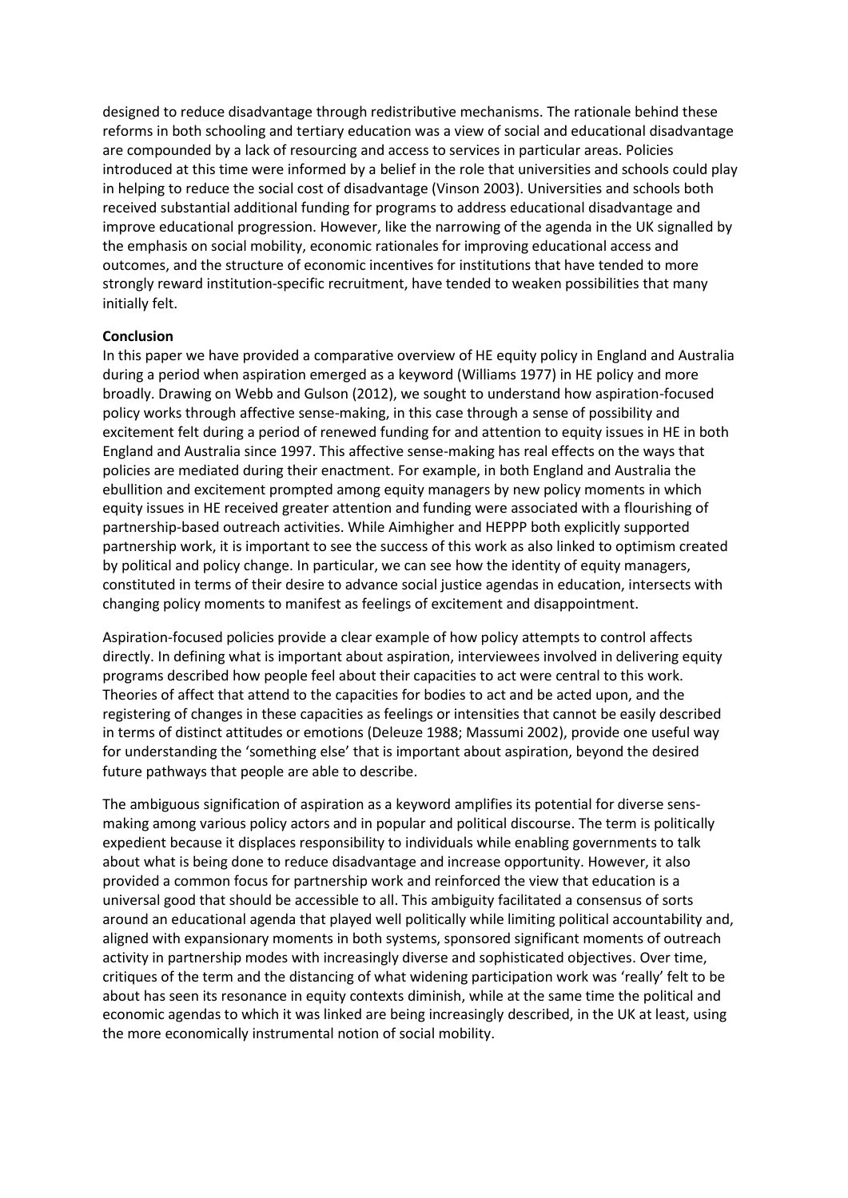designed to reduce disadvantage through redistributive mechanisms. The rationale behind these reforms in both schooling and tertiary education was a view of social and educational disadvantage are compounded by a lack of resourcing and access to services in particular areas. Policies introduced at this time were informed by a belief in the role that universities and schools could play in helping to reduce the social cost of disadvantage (Vinson 2003). Universities and schools both received substantial additional funding for programs to address educational disadvantage and improve educational progression. However, like the narrowing of the agenda in the UK signalled by the emphasis on social mobility, economic rationales for improving educational access and outcomes, and the structure of economic incentives for institutions that have tended to more strongly reward institution-specific recruitment, have tended to weaken possibilities that many initially felt.

**Conclusion**

In this paper we have provided a comparative overview of HE equity policy in England and Australia during a period when aspiration emerged as a keyword (Williams 1977) in HE policy and more broadly. Drawing on Webb and Gulson (2012), we sought to understand how aspiration-focused policy works through affective sense-making, in this case through a sense of possibility and excitement felt during a period of renewed funding for and attention to equity issues in HE in both England and Australia since 1997. This affective sense-making has real effects on the ways that policies are mediated during their enactment. For example, in both England and Australia the ebullition and excitement prompted among equity managers by new policy moments in which equity issues in HE received greater attention and funding were associated with a flourishing of partnership-based outreach activities. While Aimhigher and HEPPP both explicitly supported partnership work, it is important to see the success of this work as also linked to optimism created by political and policy change. In particular, we can see how the identity of equity managers, constituted in terms of their desire to advance social justice agendas in education, intersects with changing policy moments to manifest as feelings of excitement and disappointment.

Aspiration-focused policies provide a clear example of how policy attempts to control affects directly. In defining what is important about aspiration, interviewees involved in delivering equity programs described how people feel about their capacities to act were central to this work. Theories of affect that attend to the capacities for bodies to act and be acted upon, and the registering of changes in these capacities as feelings or intensities that cannot be easily described in terms of distinct attitudes or emotions (Deleuze 1988; Massumi 2002), provide one useful way for understanding the 'something else' that is important about aspiration, beyond the desired future pathways that people are able to describe.

The ambiguous signification of aspiration as a keyword amplifies its potential for diverse sens-making among various policy actors and in popular and political discourse. The term is politically expedient because it displaces responsibility to individuals while enabling governments to talk about what is being done to reduce disadvantage and increase opportunity. However, it also provided a common focus for partnership work and reinforced the view that education is a universal good that should be accessible to all. This ambiguity facilitated a consensus of sorts around an educational agenda that played well politically while limiting political accountability and, aligned with expansionary moments in both systems, sponsored significant moments of outreach activity in partnership modes with increasingly diverse and sophisticated objectives. Over time, critiques of the term and the distancing of what widening participation work was 'really' felt to be about has seen its resonance in equity contexts diminish, while at the same time the political and economic agendas to which it was linked are being increasingly described, in the UK at least, using the more economically instrumental notion of social mobility.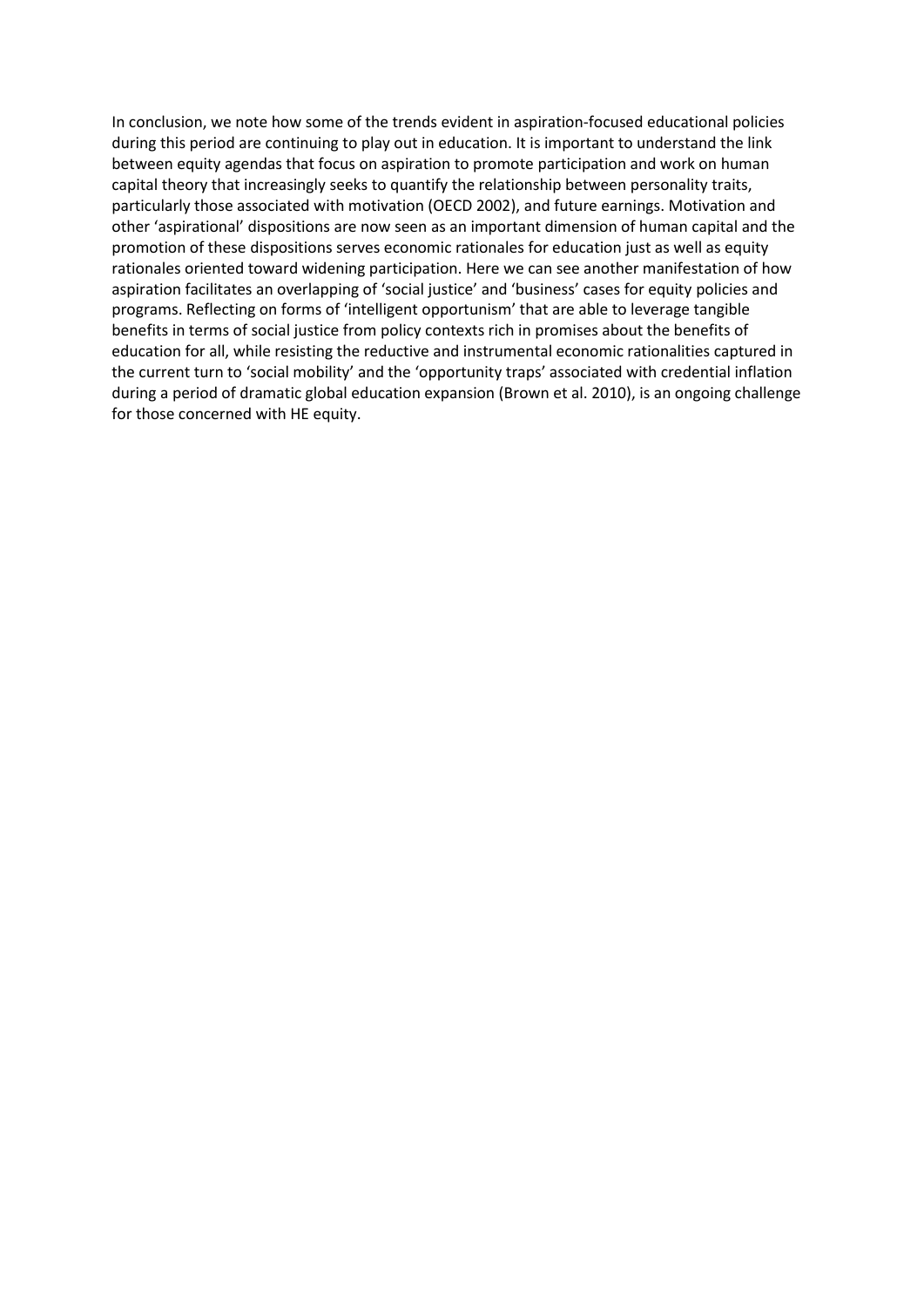In conclusion, we note how some of the trends evident in aspiration-focused educational policies during this period are continuing to play out in education. It is important to understand the link between equity agendas that focus on aspiration to promote participation and work on human capital theory that increasingly seeks to quantify the relationship between personality traits, particularly those associated with motivation (OECD 2002), and future earnings. Motivation and other 'aspirational' dispositions are now seen as an important dimension of human capital and the promotion of these dispositions serves economic rationales for education just as well as equity rationales oriented toward widening participation. Here we can see another manifestation of how aspiration facilitates an overlapping of 'social justice' and 'business' cases for equity policies and programs. Reflecting on forms of 'intelligent opportunism' that are able to leverage tangible benefits in terms of social justice from policy contexts rich in promises about the benefits of education for all, while resisting the reductive and instrumental economic rationalities captured in the current turn to 'social mobility' and the 'opportunity traps' associated with credential inflation during a period of dramatic global education expansion (Brown et al. 2010), is an ongoing challenge for those concerned with HE equity.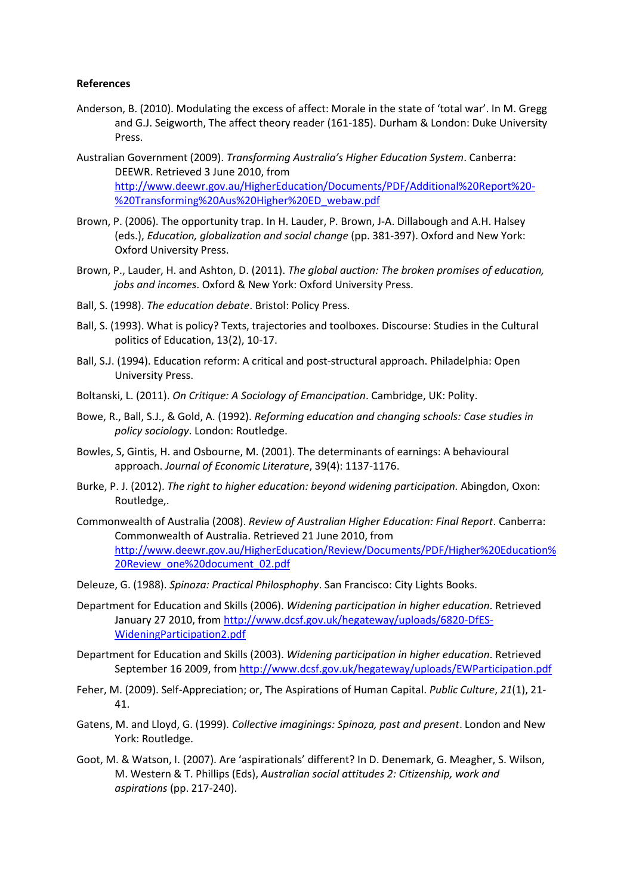**References**

Anderson, B. (2010). Modulating the excess of affect: Morale in the state of 'total war'. In M. Gregg and G.J. Seigworth, The affect theory reader (161-185). Durham & London: Duke University Press.

Australian Government (2009). *Transforming Australia's Higher Education System*. Canberra: DEEWR. Retrieved 3 June 2010, from http://www.deewr.gov.au/HigherEducation/Documents/PDF/Additional%20Report%20-%20Transforming%20Aus%20Higher%20ED_webaw.pdf

Brown, P. (2006). The opportunity trap. In H. Lauder, P. Brown, J-A. Dillabough and A.H. Halsey (eds.), *Education, globalization and social change* (pp. 381-397). Oxford and New York: Oxford University Press.

Brown, P., Lauder, H. and Ashton, D. (2011). *The global auction: The broken promises of education, jobs and incomes*. Oxford & New York: Oxford University Press.

Ball, S. (1998). *The education debate*. Bristol: Policy Press.

Ball, S. (1993). What is policy? Texts, trajectories and toolboxes. Discourse: Studies in the Cultural politics of Education, 13(2), 10-17.

Ball, S.J. (1994). Education reform: A critical and post-structural approach. Philadelphia: Open University Press.

Boltanski, L. (2011). *On Critique: A Sociology of Emancipation*. Cambridge, UK: Polity.

Bowe, R., Ball, S.J., & Gold, A. (1992). *Reforming education and changing schools: Case studies in policy sociology*. London: Routledge.

Bowles, S, Gintis, H. and Osbourne, M. (2001). The determinants of earnings: A behavioural approach. *Journal of Economic Literature*, 39(4): 1137-1176.

Burke, P. J. (2012). *The right to higher education: beyond widening participation.* Abingdon, Oxon: Routledge,.

Commonwealth of Australia (2008). *Review of Australian Higher Education: Final Report*. Canberra: Commonwealth of Australia. Retrieved 21 June 2010, from http://www.deewr.gov.au/HigherEducation/Review/Documents/PDF/Higher%20Education%20Review_one%20document_02.pdf

Deleuze, G. (1988). *Spinoza: Practical Philosphophy*. San Francisco: City Lights Books.

Department for Education and Skills (2006). *Widening participation in higher education*. Retrieved January 27 2010, from http://www.dcsf.gov.uk/hegateway/uploads/6820-DfES-WideningParticipation2.pdf

Department for Education and Skills (2003). *Widening participation in higher education*. Retrieved September 16 2009, from http://www.dcsf.gov.uk/hegateway/uploads/EWParticipation.pdf

Feher, M. (2009). Self-Appreciation; or, The Aspirations of Human Capital. *Public Culture*, *21*(1), 21-41.

Gatens, M. and Lloyd, G. (1999). *Collective imaginings: Spinoza, past and present*. London and New York: Routledge.

Goot, M. & Watson, I. (2007). Are 'aspirationals' different? In D. Denemark, G. Meagher, S. Wilson, M. Western & T. Phillips (Eds), *Australian social attitudes 2: Citizenship, work and aspirations* (pp. 217-240).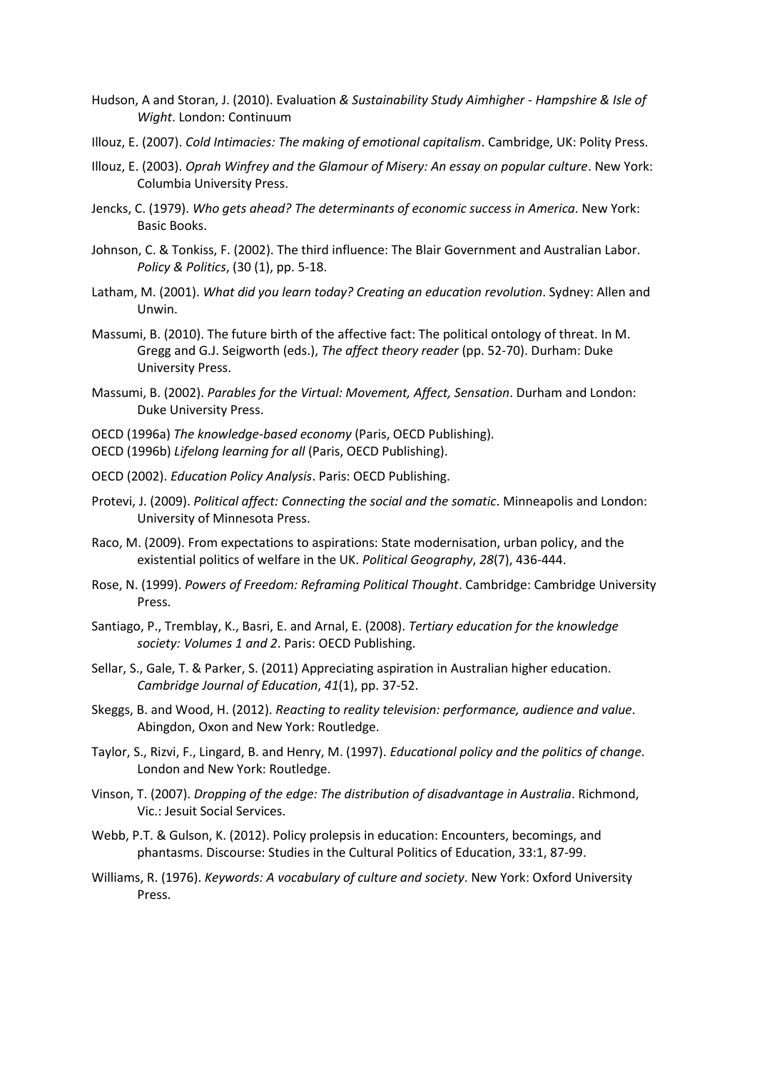Hudson, A and Storan, J. (2010). Evaluation *& Sustainability Study Aimhigher - Hampshire & Isle of Wight*. London: Continuum

Illouz, E. (2007). *Cold Intimacies: The making of emotional capitalism*. Cambridge, UK: Polity Press.

Illouz, E. (2003). *Oprah Winfrey and the Glamour of Misery: An essay on popular culture*. New York: Columbia University Press.

Jencks, C. (1979). *Who gets ahead? The determinants of economic success in America*. New York: Basic Books.

Johnson, C. & Tonkiss, F. (2002). The third influence: The Blair Government and Australian Labor. *Policy & Politics*, (30 (1), pp. 5-18.

Latham, M. (2001). *What did you learn today? Creating an education revolution*. Sydney: Allen and Unwin.

Massumi, B. (2010). The future birth of the affective fact: The political ontology of threat. In M. Gregg and G.J. Seigworth (eds.), *The affect theory reader* (pp. 52-70). Durham: Duke University Press.

Massumi, B. (2002). *Parables for the Virtual: Movement, Affect, Sensation*. Durham and London: Duke University Press.

OECD (1996a) *The knowledge-based economy* (Paris, OECD Publishing).

OECD (1996b) *Lifelong learning for all* (Paris, OECD Publishing).

OECD (2002). *Education Policy Analysis*. Paris: OECD Publishing.

Protevi, J. (2009). *Political affect: Connecting the social and the somatic*. Minneapolis and London: University of Minnesota Press.

Raco, M. (2009). From expectations to aspirations: State modernisation, urban policy, and the existential politics of welfare in the UK. *Political Geography*, *28*(7), 436-444.

Rose, N. (1999). *Powers of Freedom: Reframing Political Thought*. Cambridge: Cambridge University Press.

Santiago, P., Tremblay, K., Basri, E. and Arnal, E. (2008). *Tertiary education for the knowledge society: Volumes 1 and 2*. Paris: OECD Publishing.

Sellar, S., Gale, T. & Parker, S. (2011) Appreciating aspiration in Australian higher education. *Cambridge Journal of Education*, *41*(1), pp. 37-52.

Skeggs, B. and Wood, H. (2012). *Reacting to reality television: performance, audience and value*. Abingdon, Oxon and New York: Routledge.

Taylor, S., Rizvi, F., Lingard, B. and Henry, M. (1997). *Educational policy and the politics of change*. London and New York: Routledge.

Vinson, T. (2007). *Dropping of the edge: The distribution of disadvantage in Australia*. Richmond, Vic.: Jesuit Social Services.

Webb, P.T. & Gulson, K. (2012). Policy prolepsis in education: Encounters, becomings, and phantasms. Discourse: Studies in the Cultural Politics of Education, 33:1, 87-99.

Williams, R. (1976). *Keywords: A vocabulary of culture and society*. New York: Oxford University Press.